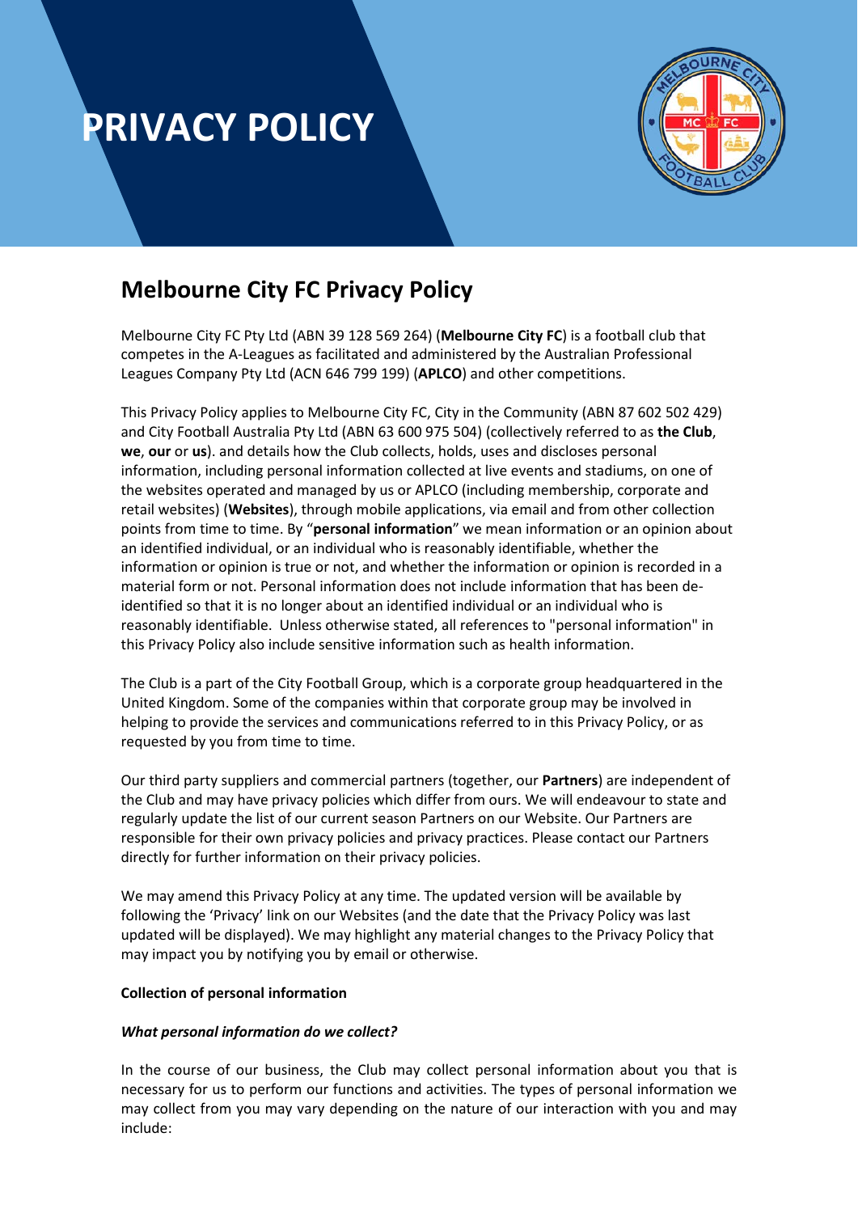# PRIVACY POLICY

## Melbourne City FC Privacy Policy

Melbourne City FC Pty Ltd (ABN 39 128 569 264) (**Melbourne City FC**) is a football club that competes in the A-Leagues as facilitated and administered by the Australian Professional Leagues Company Pty Ltd (ACN 646 799 199) (**APLCO**) and other competitions.

This Privacy Policy applies to Melbourne City FC, City in the Community (ABN 87 602 502 429) and City Football Australia Pty Ltd (ABN 63 600 975 504) (collectively referred to as **the Club**, **we**, **our** or **us**). and details how the Club collects, holds, uses and discloses personal information, including personal information collected at live events and stadiums, on one of the websites operated and managed by us or APLCO (including membership, corporate and retail websites) (**Websites**), through mobile applications, via email and from other collection points from time to time. By "**personal information**" we mean information or an opinion about an identified individual, or an individual who is reasonably identifiable, whether the information or opinion is true or not, and whether the information or opinion is recorded in a material form or not. Personal information does not include information that has been de-identified so that it is no longer about an identified individual or an individual who is reasonably identifiable. Unless otherwise stated, all references to "personal information" in this Privacy Policy also include sensitive information such as health information.

The Club is a part of the City Football Group, which is a corporate group headquartered in the United Kingdom. Some of the companies within that corporate group may be involved in helping to provide the services and communications referred to in this Privacy Policy, or as requested by you from time to time.

Our third party suppliers and commercial partners (together, our **Partners**) are independent of the Club and may have privacy policies which differ from ours. We will endeavour to state and regularly update the list of our current season Partners on our Website. Our Partners are responsible for their own privacy policies and privacy practices. Please contact our Partners directly for further information on their privacy policies.

We may amend this Privacy Policy at any time. The updated version will be available by following the 'Privacy' link on our Websites (and the date that the Privacy Policy was last updated will be displayed). We may highlight any material changes to the Privacy Policy that may impact you by notifying you by email or otherwise.

**Collection of personal information**

***What personal information do we collect?***

In the course of our business, the Club may collect personal information about you that is necessary for us to perform our functions and activities. The types of personal information we may collect from you may vary depending on the nature of our interaction with you and may include: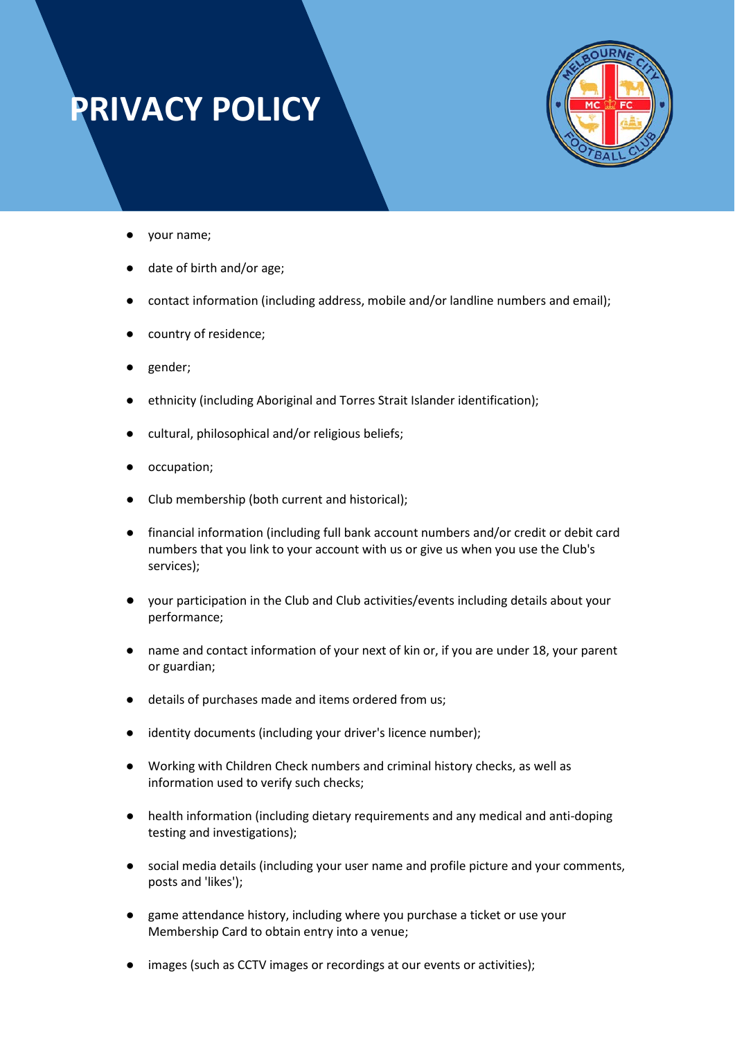- your name;
- date of birth and/or age;
- contact information (including address, mobile and/or landline numbers and email);
- country of residence;
- gender;
- ethnicity (including Aboriginal and Torres Strait Islander identification);
- cultural, philosophical and/or religious beliefs;
- occupation;
- Club membership (both current and historical);
- financial information (including full bank account numbers and/or credit or debit card numbers that you link to your account with us or give us when you use the Club's services);
- your participation in the Club and Club activities/events including details about your performance;
- name and contact information of your next of kin or, if you are under 18, your parent or guardian;
- details of purchases made and items ordered from us;
- identity documents (including your driver's licence number);
- Working with Children Check numbers and criminal history checks, as well as information used to verify such checks;
- health information (including dietary requirements and any medical and anti-doping testing and investigations);
- social media details (including your user name and profile picture and your comments, posts and 'likes');
- game attendance history, including where you purchase a ticket or use your Membership Card to obtain entry into a venue;
- images (such as CCTV images or recordings at our events or activities);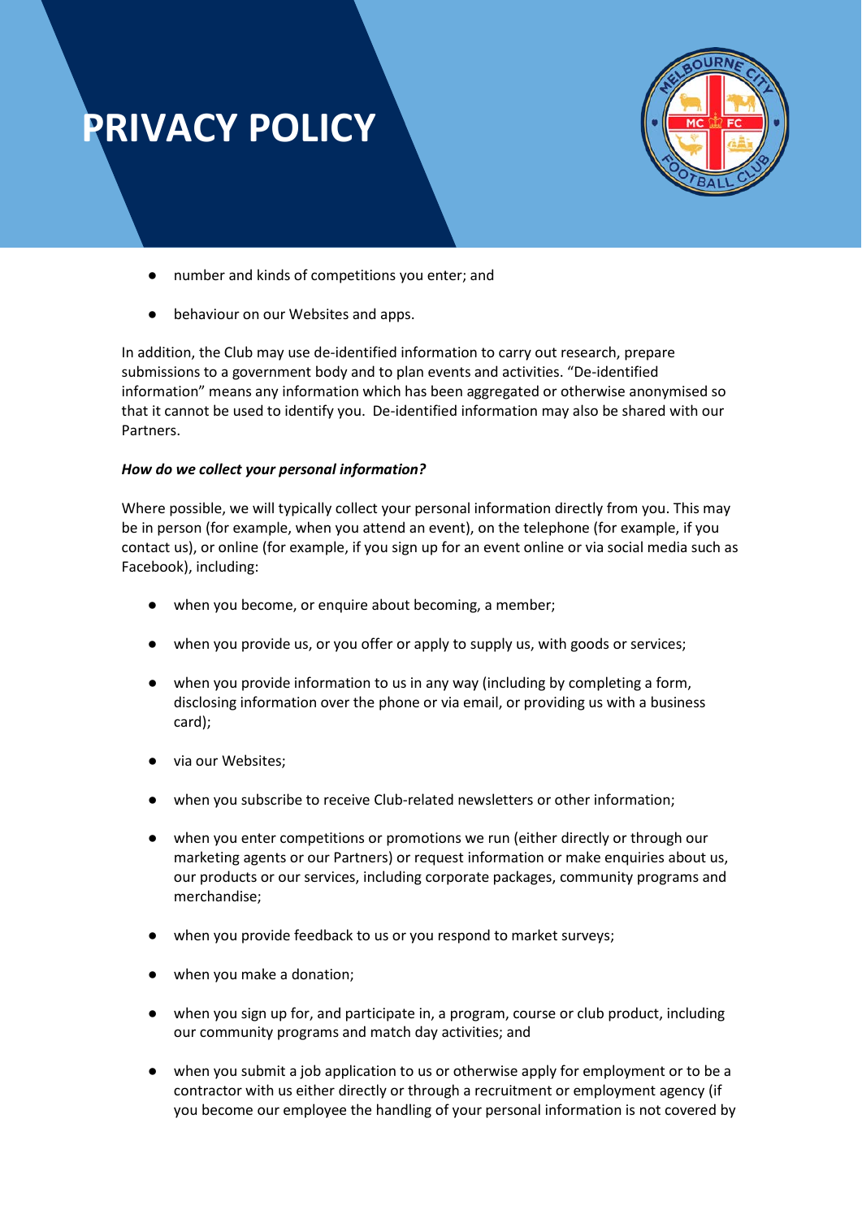- number and kinds of competitions you enter; and
- behaviour on our Websites and apps.

In addition, the Club may use de-identified information to carry out research, prepare submissions to a government body and to plan events and activities. "De-identified information" means any information which has been aggregated or otherwise anonymised so that it cannot be used to identify you. De-identified information may also be shared with our Partners.

***How do we collect your personal information?***

Where possible, we will typically collect your personal information directly from you. This may be in person (for example, when you attend an event), on the telephone (for example, if you contact us), or online (for example, if you sign up for an event online or via social media such as Facebook), including:

- when you become, or enquire about becoming, a member;
- when you provide us, or you offer or apply to supply us, with goods or services;
- when you provide information to us in any way (including by completing a form, disclosing information over the phone or via email, or providing us with a business card);
- via our Websites;
- when you subscribe to receive Club-related newsletters or other information;
- when you enter competitions or promotions we run (either directly or through our marketing agents or our Partners) or request information or make enquiries about us, our products or our services, including corporate packages, community programs and merchandise;
- when you provide feedback to us or you respond to market surveys;
- when you make a donation;
- when you sign up for, and participate in, a program, course or club product, including our community programs and match day activities; and
- when you submit a job application to us or otherwise apply for employment or to be a contractor with us either directly or through a recruitment or employment agency (if you become our employee the handling of your personal information is not covered by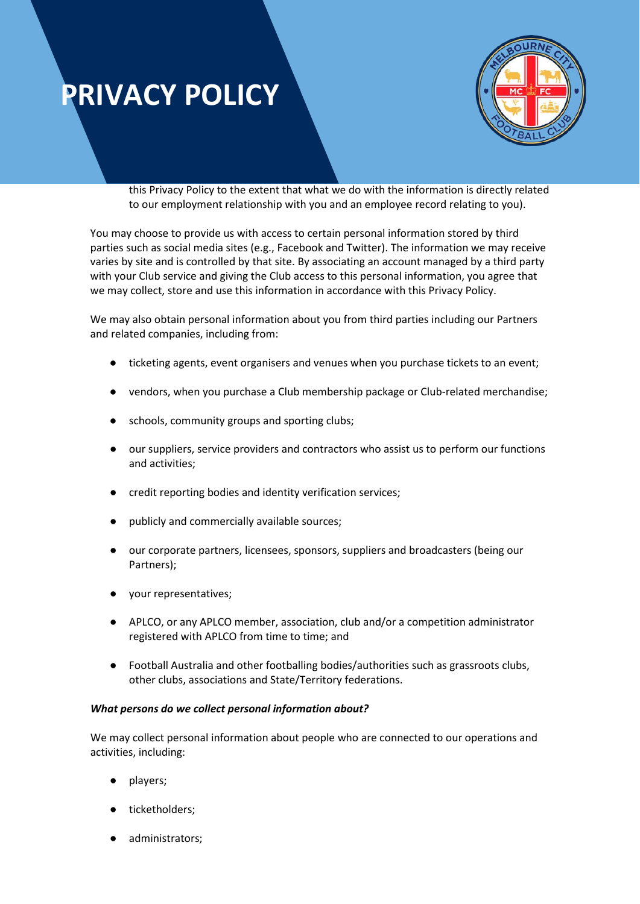this Privacy Policy to the extent that what we do with the information is directly related to our employment relationship with you and an employee record relating to you).

You may choose to provide us with access to certain personal information stored by third parties such as social media sites (e.g., Facebook and Twitter). The information we may receive varies by site and is controlled by that site. By associating an account managed by a third party with your Club service and giving the Club access to this personal information, you agree that we may collect, store and use this information in accordance with this Privacy Policy.

We may also obtain personal information about you from third parties including our Partners and related companies, including from:

- ticketing agents, event organisers and venues when you purchase tickets to an event;
- vendors, when you purchase a Club membership package or Club-related merchandise;
- schools, community groups and sporting clubs;
- our suppliers, service providers and contractors who assist us to perform our functions and activities;
- credit reporting bodies and identity verification services;
- publicly and commercially available sources;
- our corporate partners, licensees, sponsors, suppliers and broadcasters (being our Partners);
- your representatives;
- APLCO, or any APLCO member, association, club and/or a competition administrator registered with APLCO from time to time; and
- Football Australia and other footballing bodies/authorities such as grassroots clubs, other clubs, associations and State/Territory federations.

***What persons do we collect personal information about?***

We may collect personal information about people who are connected to our operations and activities, including:

- players;
- ticketholders;
- administrators;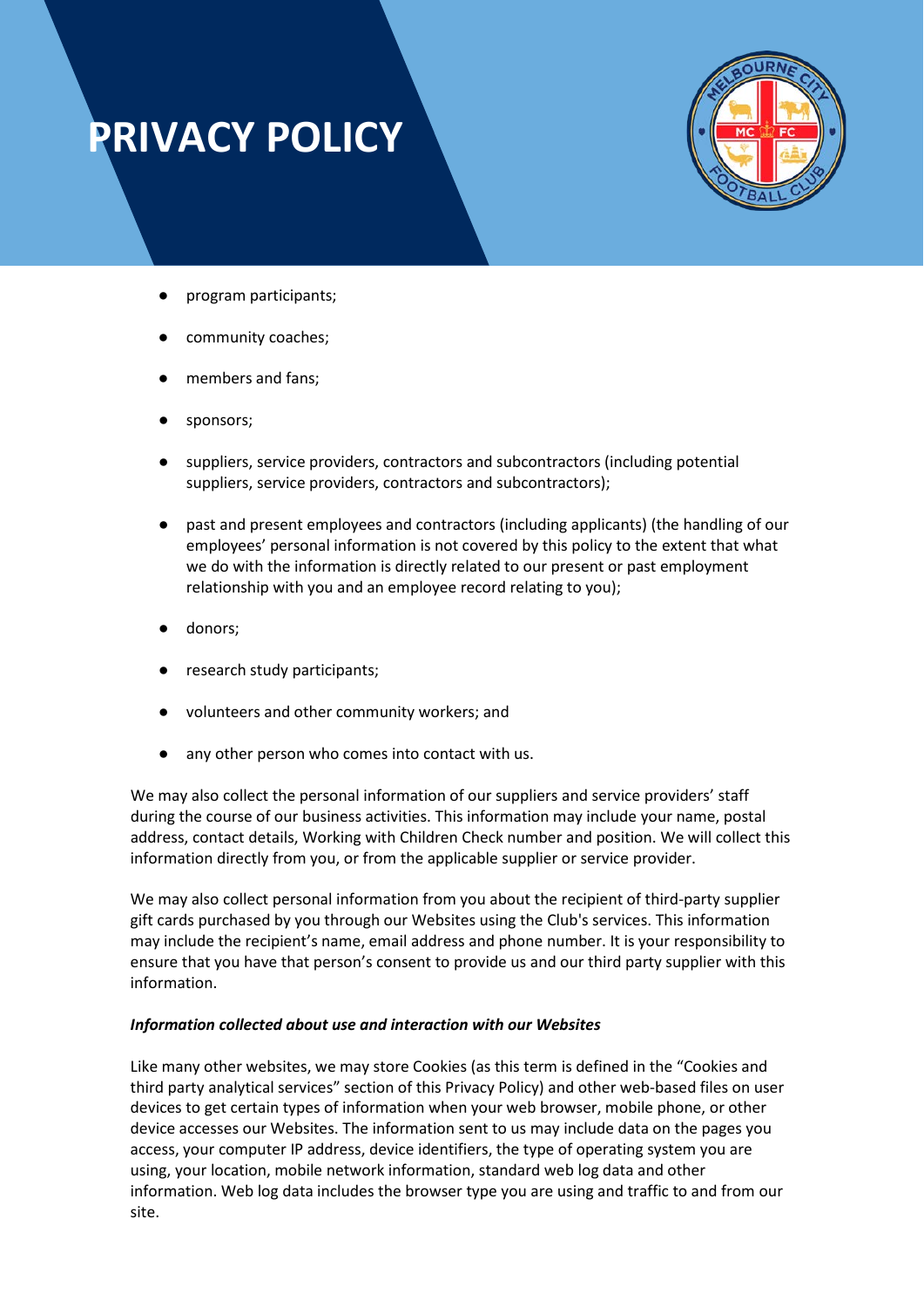- program participants;
- community coaches;
- members and fans;
- sponsors;
- suppliers, service providers, contractors and subcontractors (including potential suppliers, service providers, contractors and subcontractors);
- past and present employees and contractors (including applicants) (the handling of our employees' personal information is not covered by this policy to the extent that what we do with the information is directly related to our present or past employment relationship with you and an employee record relating to you);
- donors;
- research study participants;
- volunteers and other community workers; and
- any other person who comes into contact with us.

We may also collect the personal information of our suppliers and service providers' staff during the course of our business activities. This information may include your name, postal address, contact details, Working with Children Check number and position. We will collect this information directly from you, or from the applicable supplier or service provider.

We may also collect personal information from you about the recipient of third-party supplier gift cards purchased by you through our Websites using the Club's services. This information may include the recipient's name, email address and phone number. It is your responsibility to ensure that you have that person's consent to provide us and our third party supplier with this information.

***Information collected about use and interaction with our Websites***

Like many other websites, we may store Cookies (as this term is defined in the "Cookies and third party analytical services" section of this Privacy Policy) and other web-based files on user devices to get certain types of information when your web browser, mobile phone, or other device accesses our Websites. The information sent to us may include data on the pages you access, your computer IP address, device identifiers, the type of operating system you are using, your location, mobile network information, standard web log data and other information. Web log data includes the browser type you are using and traffic to and from our site.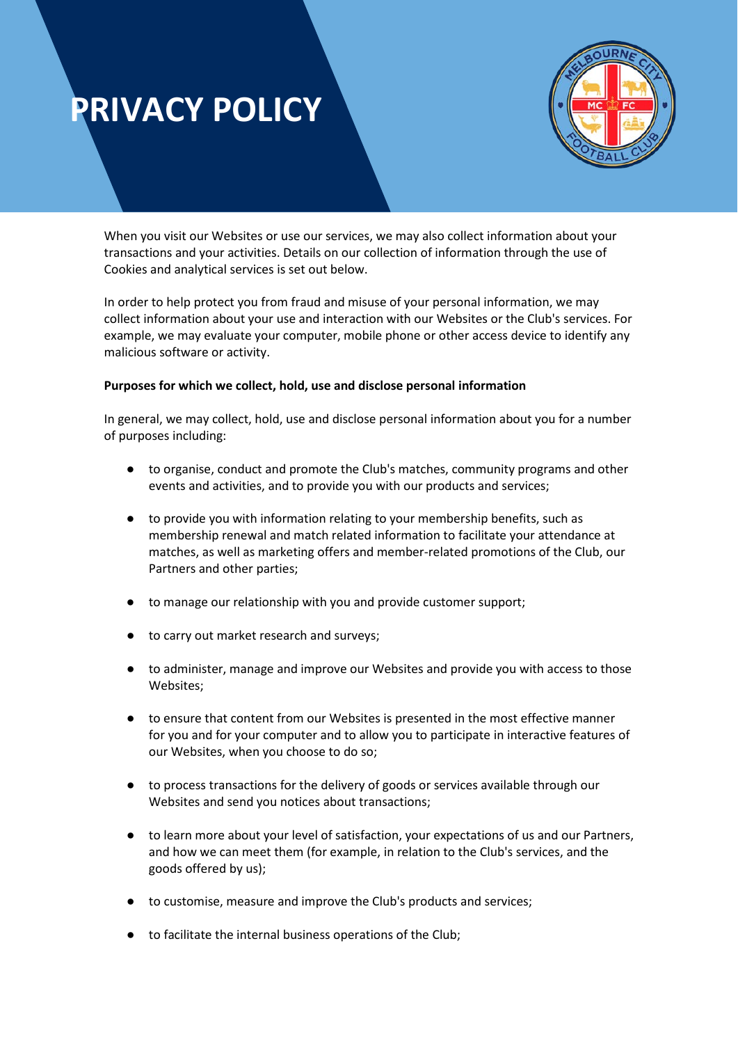# PRIVACY POLICY

When you visit our Websites or use our services, we may also collect information about your transactions and your activities. Details on our collection of information through the use of Cookies and analytical services is set out below.

In order to help protect you from fraud and misuse of your personal information, we may collect information about your use and interaction with our Websites or the Club's services. For example, we may evaluate your computer, mobile phone or other access device to identify any malicious software or activity.

**Purposes for which we collect, hold, use and disclose personal information**

In general, we may collect, hold, use and disclose personal information about you for a number of purposes including:

- to organise, conduct and promote the Club's matches, community programs and other events and activities, and to provide you with our products and services;
- to provide you with information relating to your membership benefits, such as membership renewal and match related information to facilitate your attendance at matches, as well as marketing offers and member-related promotions of the Club, our Partners and other parties;
- to manage our relationship with you and provide customer support;
- to carry out market research and surveys;
- to administer, manage and improve our Websites and provide you with access to those Websites;
- to ensure that content from our Websites is presented in the most effective manner for you and for your computer and to allow you to participate in interactive features of our Websites, when you choose to do so;
- to process transactions for the delivery of goods or services available through our Websites and send you notices about transactions;
- to learn more about your level of satisfaction, your expectations of us and our Partners, and how we can meet them (for example, in relation to the Club's services, and the goods offered by us);
- to customise, measure and improve the Club's products and services;
- to facilitate the internal business operations of the Club;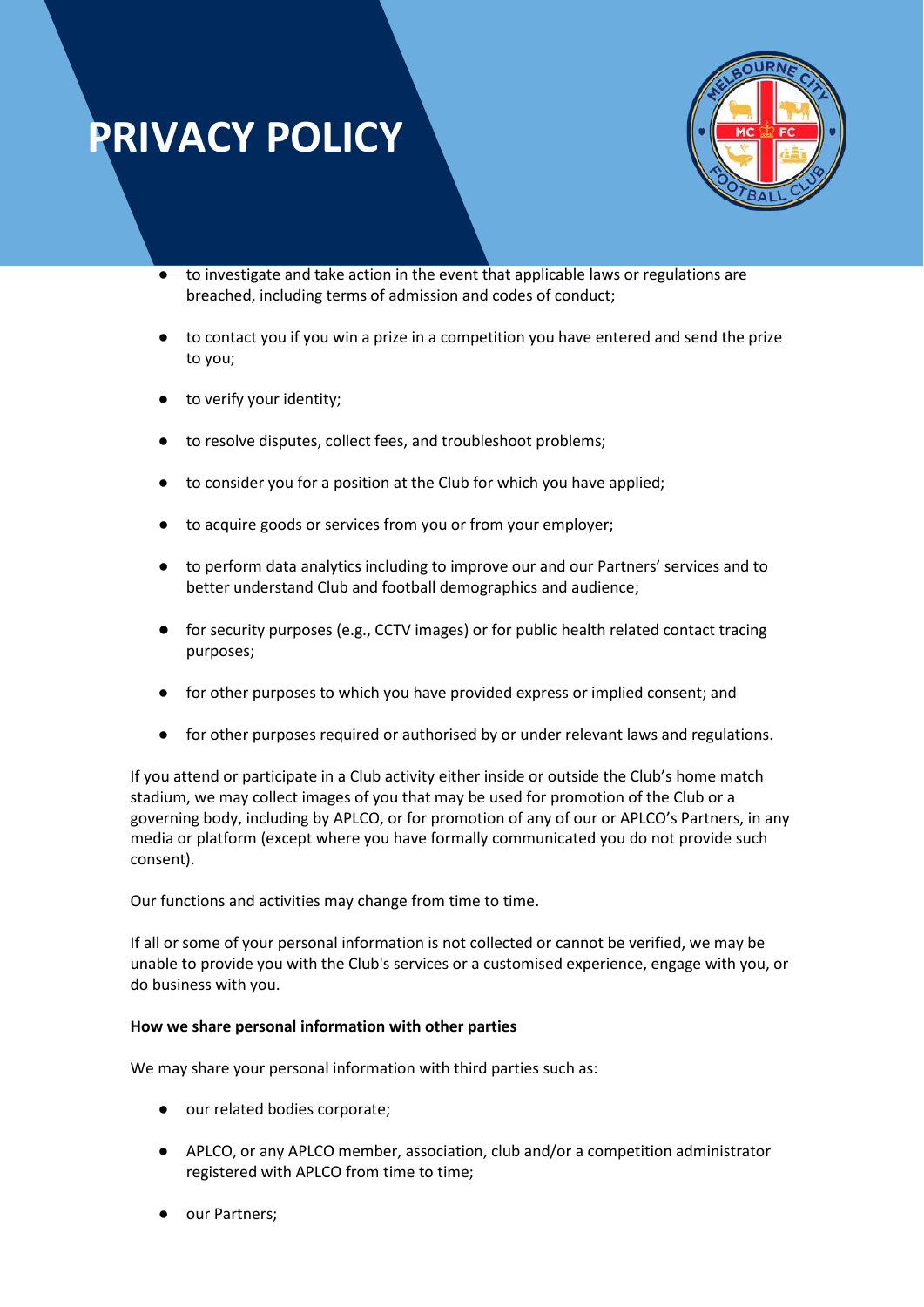- to investigate and take action in the event that applicable laws or regulations are breached, including terms of admission and codes of conduct;
- to contact you if you win a prize in a competition you have entered and send the prize to you;
- to verify your identity;
- to resolve disputes, collect fees, and troubleshoot problems;
- to consider you for a position at the Club for which you have applied;
- to acquire goods or services from you or from your employer;
- to perform data analytics including to improve our and our Partners' services and to better understand Club and football demographics and audience;
- for security purposes (e.g., CCTV images) or for public health related contact tracing purposes;
- for other purposes to which you have provided express or implied consent; and
- for other purposes required or authorised by or under relevant laws and regulations.

If you attend or participate in a Club activity either inside or outside the Club's home match stadium, we may collect images of you that may be used for promotion of the Club or a governing body, including by APLCO, or for promotion of any of our or APLCO's Partners, in any media or platform (except where you have formally communicated you do not provide such consent).

Our functions and activities may change from time to time.

If all or some of your personal information is not collected or cannot be verified, we may be unable to provide you with the Club's services or a customised experience, engage with you, or do business with you.

**How we share personal information with other parties**

We may share your personal information with third parties such as:

- our related bodies corporate;
- APLCO, or any APLCO member, association, club and/or a competition administrator registered with APLCO from time to time;
- our Partners;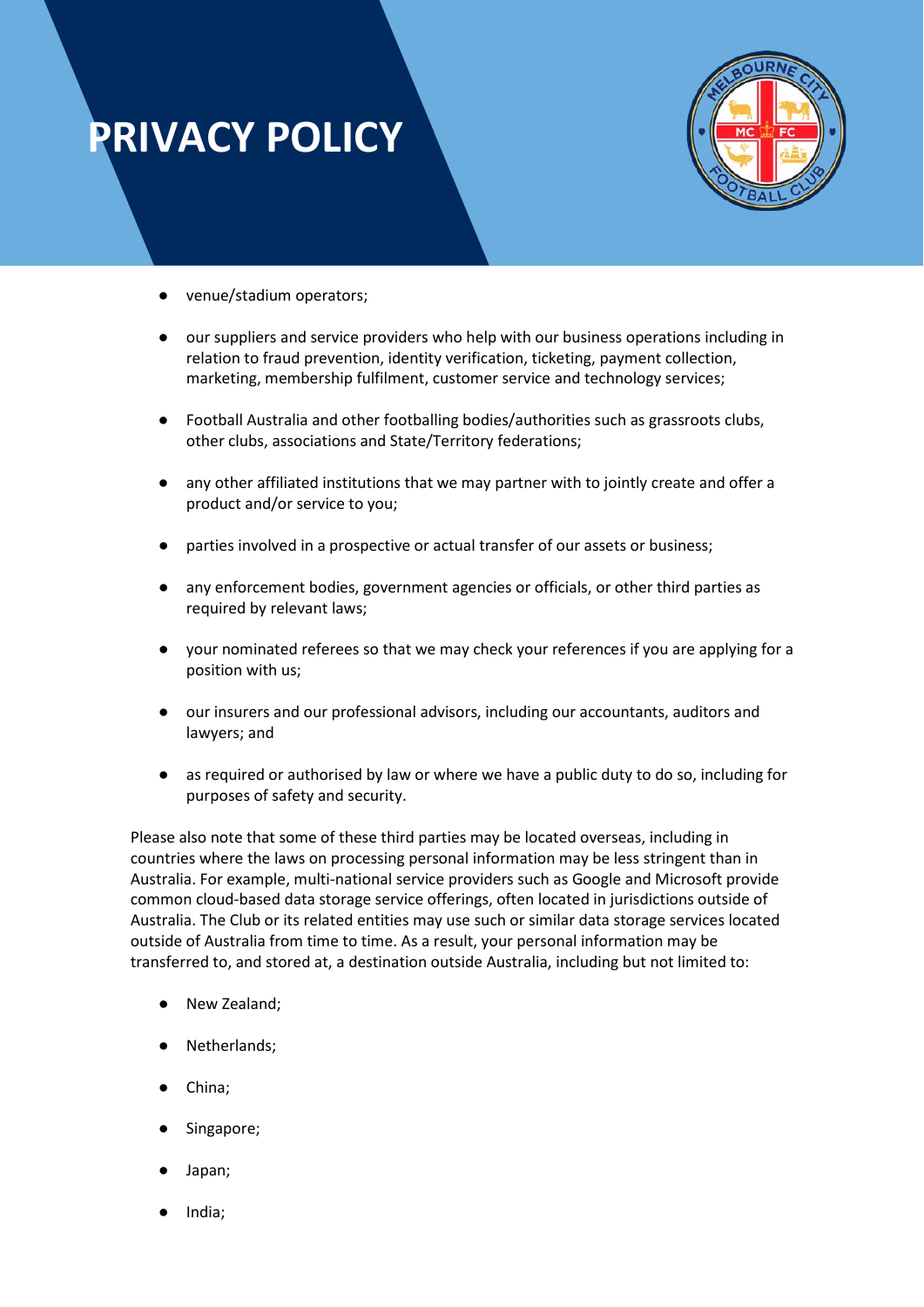- venue/stadium operators;
- our suppliers and service providers who help with our business operations including in relation to fraud prevention, identity verification, ticketing, payment collection, marketing, membership fulfilment, customer service and technology services;
- Football Australia and other footballing bodies/authorities such as grassroots clubs, other clubs, associations and State/Territory federations;
- any other affiliated institutions that we may partner with to jointly create and offer a product and/or service to you;
- parties involved in a prospective or actual transfer of our assets or business;
- any enforcement bodies, government agencies or officials, or other third parties as required by relevant laws;
- your nominated referees so that we may check your references if you are applying for a position with us;
- our insurers and our professional advisors, including our accountants, auditors and lawyers; and
- as required or authorised by law or where we have a public duty to do so, including for purposes of safety and security.

Please also note that some of these third parties may be located overseas, including in countries where the laws on processing personal information may be less stringent than in Australia. For example, multi-national service providers such as Google and Microsoft provide common cloud-based data storage service offerings, often located in jurisdictions outside of Australia. The Club or its related entities may use such or similar data storage services located outside of Australia from time to time. As a result, your personal information may be transferred to, and stored at, a destination outside Australia, including but not limited to:

- New Zealand;
- Netherlands;
- China;
- Singapore;
- Japan;
- India;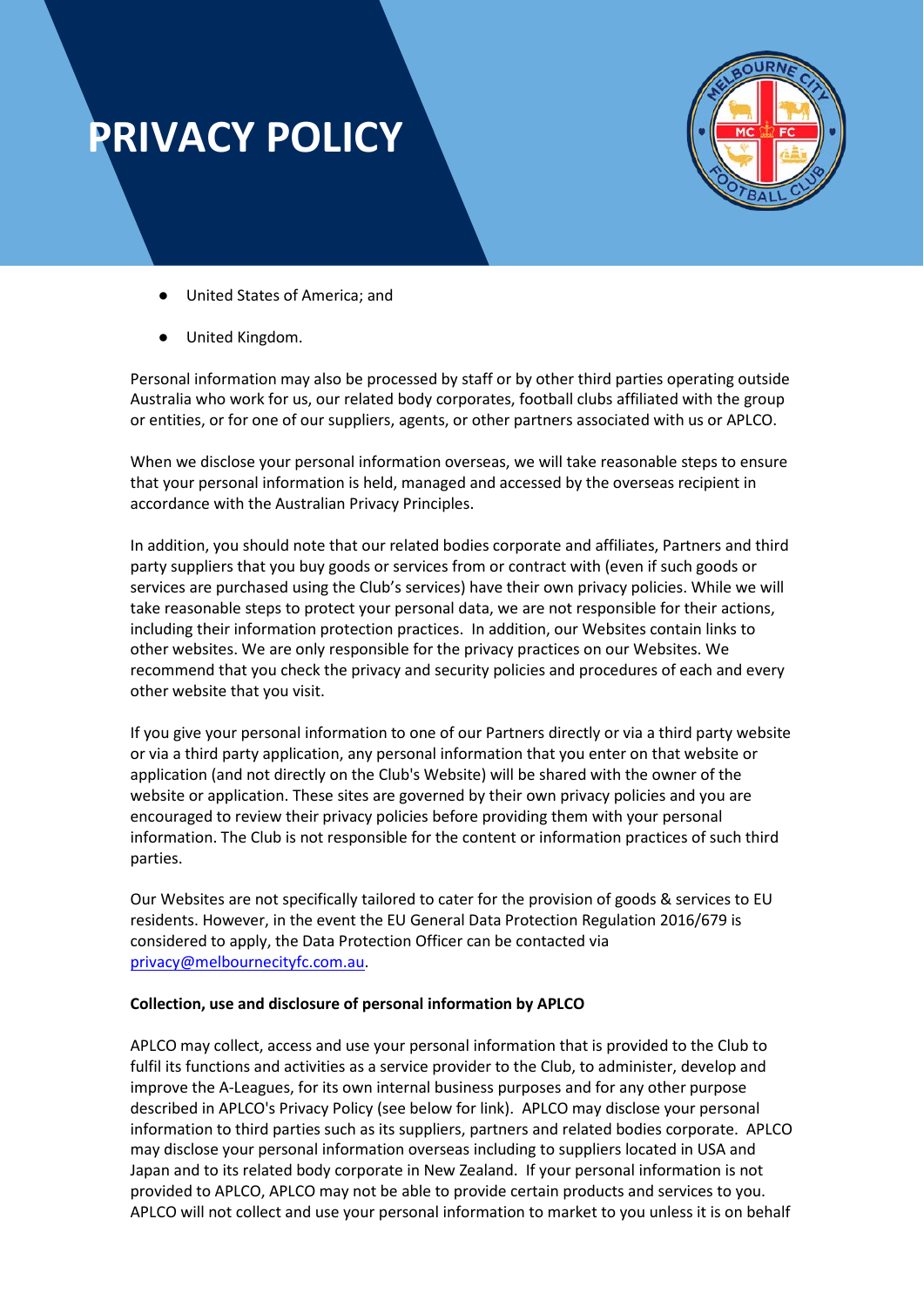- United States of America; and
- United Kingdom.

Personal information may also be processed by staff or by other third parties operating outside Australia who work for us, our related body corporates, football clubs affiliated with the group or entities, or for one of our suppliers, agents, or other partners associated with us or APLCO.

When we disclose your personal information overseas, we will take reasonable steps to ensure that your personal information is held, managed and accessed by the overseas recipient in accordance with the Australian Privacy Principles.

In addition, you should note that our related bodies corporate and affiliates, Partners and third party suppliers that you buy goods or services from or contract with (even if such goods or services are purchased using the Club's services) have their own privacy policies. While we will take reasonable steps to protect your personal data, we are not responsible for their actions, including their information protection practices. In addition, our Websites contain links to other websites. We are only responsible for the privacy practices on our Websites. We recommend that you check the privacy and security policies and procedures of each and every other website that you visit.

If you give your personal information to one of our Partners directly or via a third party website or via a third party application, any personal information that you enter on that website or application (and not directly on the Club's Website) will be shared with the owner of the website or application. These sites are governed by their own privacy policies and you are encouraged to review their privacy policies before providing them with your personal information. The Club is not responsible for the content or information practices of such third parties.

Our Websites are not specifically tailored to cater for the provision of goods & services to EU residents. However, in the event the EU General Data Protection Regulation 2016/679 is considered to apply, the Data Protection Officer can be contacted via privacy@melbournecityfc.com.au.

**Collection, use and disclosure of personal information by APLCO**

APLCO may collect, access and use your personal information that is provided to the Club to fulfil its functions and activities as a service provider to the Club, to administer, develop and improve the A-Leagues, for its own internal business purposes and for any other purpose described in APLCO's Privacy Policy (see below for link). APLCO may disclose your personal information to third parties such as its suppliers, partners and related bodies corporate. APLCO may disclose your personal information overseas including to suppliers located in USA and Japan and to its related body corporate in New Zealand. If your personal information is not provided to APLCO, APLCO may not be able to provide certain products and services to you. APLCO will not collect and use your personal information to market to you unless it is on behalf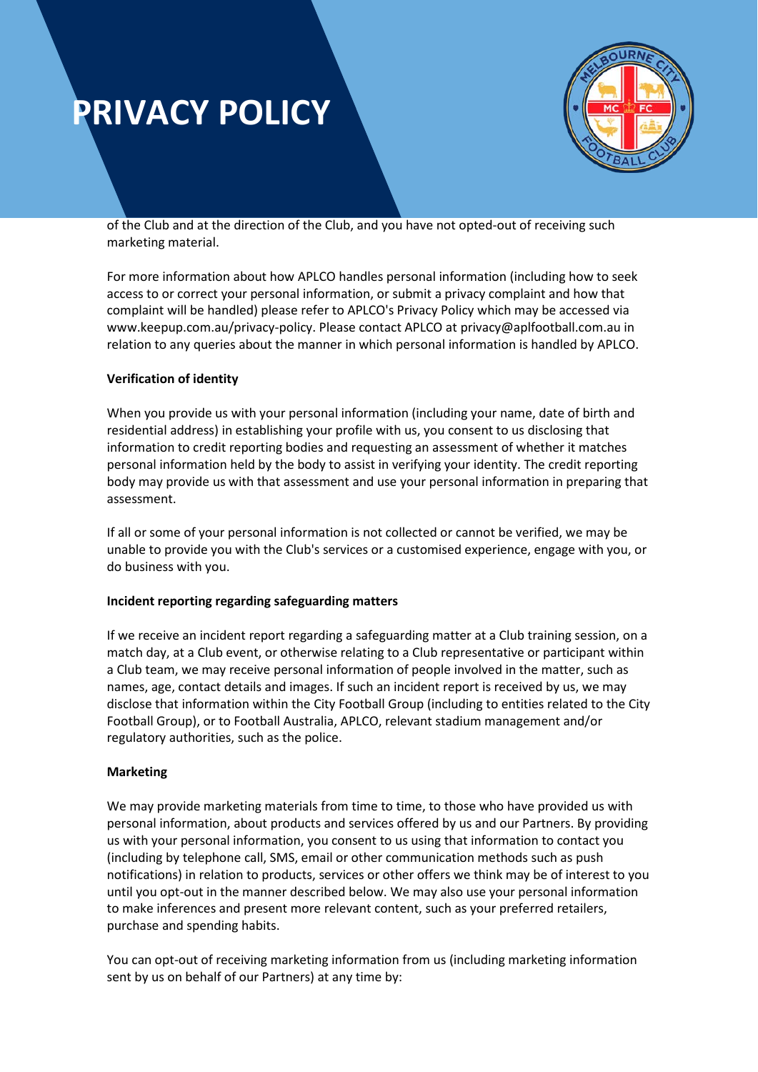of the Club and at the direction of the Club, and you have not opted-out of receiving such marketing material.

For more information about how APLCO handles personal information (including how to seek access to or correct your personal information, or submit a privacy complaint and how that complaint will be handled) please refer to APLCO's Privacy Policy which may be accessed via www.keepup.com.au/privacy-policy. Please contact APLCO at privacy@aplfootball.com.au in relation to any queries about the manner in which personal information is handled by APLCO.

**Verification of identity**

When you provide us with your personal information (including your name, date of birth and residential address) in establishing your profile with us, you consent to us disclosing that information to credit reporting bodies and requesting an assessment of whether it matches personal information held by the body to assist in verifying your identity. The credit reporting body may provide us with that assessment and use your personal information in preparing that assessment.

If all or some of your personal information is not collected or cannot be verified, we may be unable to provide you with the Club's services or a customised experience, engage with you, or do business with you.

**Incident reporting regarding safeguarding matters**

If we receive an incident report regarding a safeguarding matter at a Club training session, on a match day, at a Club event, or otherwise relating to a Club representative or participant within a Club team, we may receive personal information of people involved in the matter, such as names, age, contact details and images. If such an incident report is received by us, we may disclose that information within the City Football Group (including to entities related to the City Football Group), or to Football Australia, APLCO, relevant stadium management and/or regulatory authorities, such as the police.

**Marketing**

We may provide marketing materials from time to time, to those who have provided us with personal information, about products and services offered by us and our Partners. By providing us with your personal information, you consent to us using that information to contact you (including by telephone call, SMS, email or other communication methods such as push notifications) in relation to products, services or other offers we think may be of interest to you until you opt-out in the manner described below. We may also use your personal information to make inferences and present more relevant content, such as your preferred retailers, purchase and spending habits.

You can opt-out of receiving marketing information from us (including marketing information sent by us on behalf of our Partners) at any time by: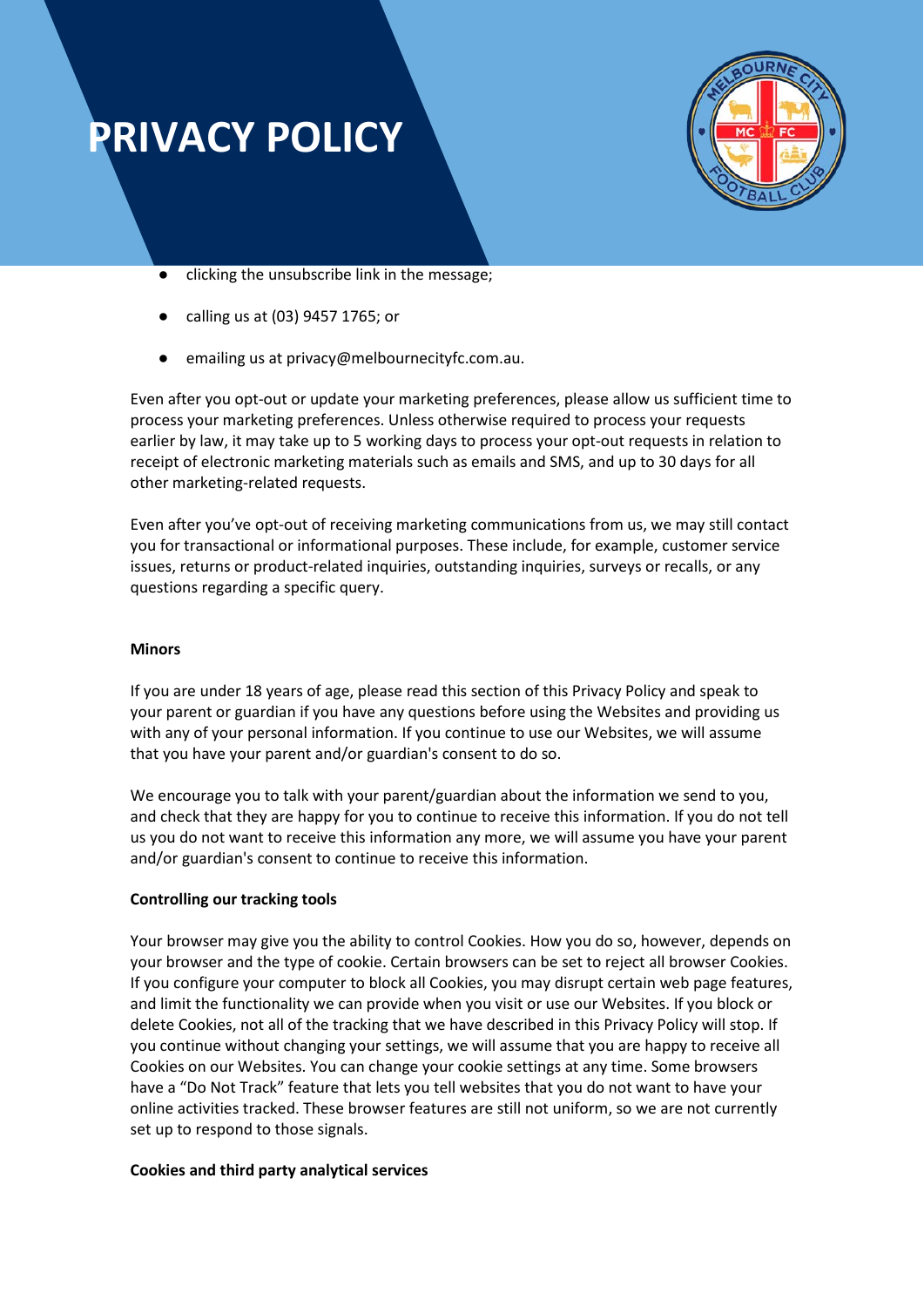- clicking the unsubscribe link in the message;
- calling us at (03) 9457 1765; or
- emailing us at privacy@melbournecityfc.com.au.

Even after you opt-out or update your marketing preferences, please allow us sufficient time to process your marketing preferences. Unless otherwise required to process your requests earlier by law, it may take up to 5 working days to process your opt-out requests in relation to receipt of electronic marketing materials such as emails and SMS, and up to 30 days for all other marketing-related requests.

Even after you've opt-out of receiving marketing communications from us, we may still contact you for transactional or informational purposes. These include, for example, customer service issues, returns or product-related inquiries, outstanding inquiries, surveys or recalls, or any questions regarding a specific query.

**Minors**

If you are under 18 years of age, please read this section of this Privacy Policy and speak to your parent or guardian if you have any questions before using the Websites and providing us with any of your personal information. If you continue to use our Websites, we will assume that you have your parent and/or guardian's consent to do so.

We encourage you to talk with your parent/guardian about the information we send to you, and check that they are happy for you to continue to receive this information. If you do not tell us you do not want to receive this information any more, we will assume you have your parent and/or guardian's consent to continue to receive this information.

**Controlling our tracking tools**

Your browser may give you the ability to control Cookies. How you do so, however, depends on your browser and the type of cookie. Certain browsers can be set to reject all browser Cookies. If you configure your computer to block all Cookies, you may disrupt certain web page features, and limit the functionality we can provide when you visit or use our Websites. If you block or delete Cookies, not all of the tracking that we have described in this Privacy Policy will stop. If you continue without changing your settings, we will assume that you are happy to receive all Cookies on our Websites. You can change your cookie settings at any time. Some browsers have a "Do Not Track" feature that lets you tell websites that you do not want to have your online activities tracked. These browser features are still not uniform, so we are not currently set up to respond to those signals.

**Cookies and third party analytical services**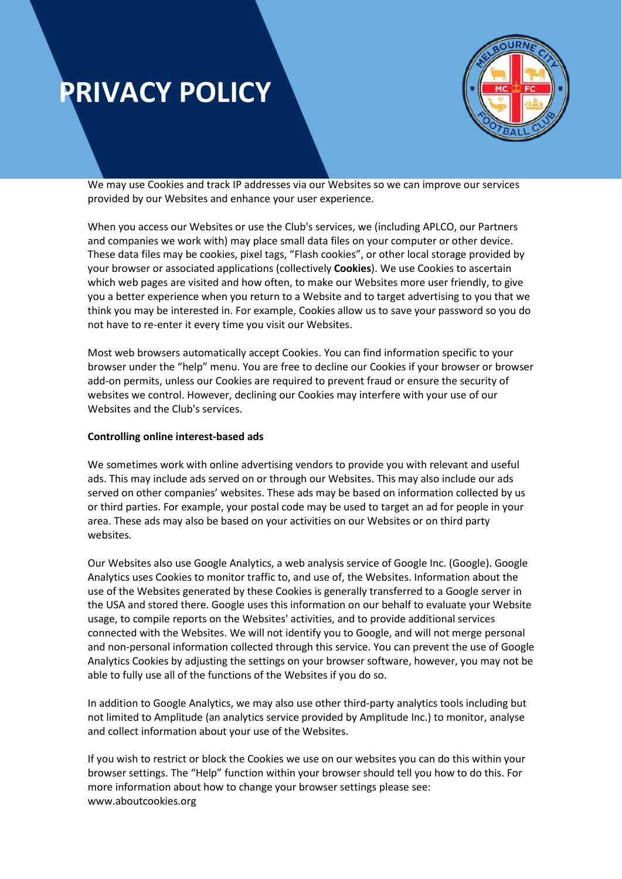We may use Cookies and track IP addresses via our Websites so we can improve our services provided by our Websites and enhance your user experience.

When you access our Websites or use the Club's services, we (including APLCO, our Partners and companies we work with) may place small data files on your computer or other device. These data files may be cookies, pixel tags, "Flash cookies", or other local storage provided by your browser or associated applications (collectively **Cookies**). We use Cookies to ascertain which web pages are visited and how often, to make our Websites more user friendly, to give you a better experience when you return to a Website and to target advertising to you that we think you may be interested in. For example, Cookies allow us to save your password so you do not have to re-enter it every time you visit our Websites.

Most web browsers automatically accept Cookies. You can find information specific to your browser under the "help" menu. You are free to decline our Cookies if your browser or browser add-on permits, unless our Cookies are required to prevent fraud or ensure the security of websites we control. However, declining our Cookies may interfere with your use of our Websites and the Club's services.

**Controlling online interest-based ads**

We sometimes work with online advertising vendors to provide you with relevant and useful ads. This may include ads served on or through our Websites. This may also include our ads served on other companies' websites. These ads may be based on information collected by us or third parties. For example, your postal code may be used to target an ad for people in your area. These ads may also be based on your activities on our Websites or on third party websites.

Our Websites also use Google Analytics, a web analysis service of Google Inc. (Google). Google Analytics uses Cookies to monitor traffic to, and use of, the Websites. Information about the use of the Websites generated by these Cookies is generally transferred to a Google server in the USA and stored there. Google uses this information on our behalf to evaluate your Website usage, to compile reports on the Websites' activities, and to provide additional services connected with the Websites. We will not identify you to Google, and will not merge personal and non-personal information collected through this service. You can prevent the use of Google Analytics Cookies by adjusting the settings on your browser software, however, you may not be able to fully use all of the functions of the Websites if you do so.

In addition to Google Analytics, we may also use other third-party analytics tools including but not limited to Amplitude (an analytics service provided by Amplitude Inc.) to monitor, analyse and collect information about your use of the Websites.

If you wish to restrict or block the Cookies we use on our websites you can do this within your browser settings. The "Help" function within your browser should tell you how to do this. For more information about how to change your browser settings please see: www.aboutcookies.org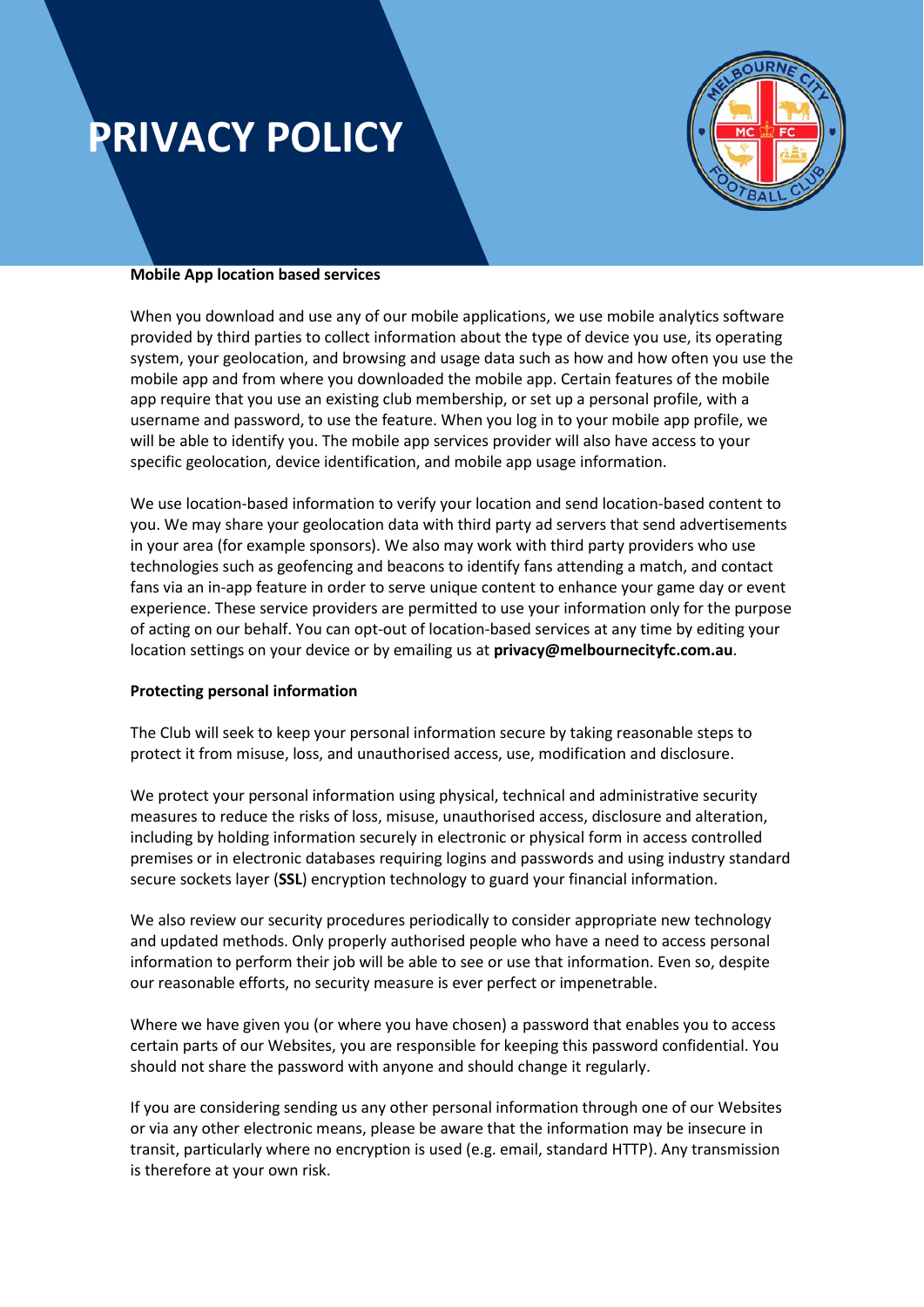# PRIVACY POLICY

**Mobile App location based services**

When you download and use any of our mobile applications, we use mobile analytics software provided by third parties to collect information about the type of device you use, its operating system, your geolocation, and browsing and usage data such as how and how often you use the mobile app and from where you downloaded the mobile app. Certain features of the mobile app require that you use an existing club membership, or set up a personal profile, with a username and password, to use the feature. When you log in to your mobile app profile, we will be able to identify you. The mobile app services provider will also have access to your specific geolocation, device identification, and mobile app usage information.

We use location-based information to verify your location and send location-based content to you. We may share your geolocation data with third party ad servers that send advertisements in your area (for example sponsors). We also may work with third party providers who use technologies such as geofencing and beacons to identify fans attending a match, and contact fans via an in-app feature in order to serve unique content to enhance your game day or event experience. These service providers are permitted to use your information only for the purpose of acting on our behalf. You can opt-out of location-based services at any time by editing your location settings on your device or by emailing us at **privacy@melbournecityfc.com.au**.

**Protecting personal information**

The Club will seek to keep your personal information secure by taking reasonable steps to protect it from misuse, loss, and unauthorised access, use, modification and disclosure.

We protect your personal information using physical, technical and administrative security measures to reduce the risks of loss, misuse, unauthorised access, disclosure and alteration, including by holding information securely in electronic or physical form in access controlled premises or in electronic databases requiring logins and passwords and using industry standard secure sockets layer (**SSL**) encryption technology to guard your financial information.

We also review our security procedures periodically to consider appropriate new technology and updated methods. Only properly authorised people who have a need to access personal information to perform their job will be able to see or use that information. Even so, despite our reasonable efforts, no security measure is ever perfect or impenetrable.

Where we have given you (or where you have chosen) a password that enables you to access certain parts of our Websites, you are responsible for keeping this password confidential. You should not share the password with anyone and should change it regularly.

If you are considering sending us any other personal information through one of our Websites or via any other electronic means, please be aware that the information may be insecure in transit, particularly where no encryption is used (e.g. email, standard HTTP). Any transmission is therefore at your own risk.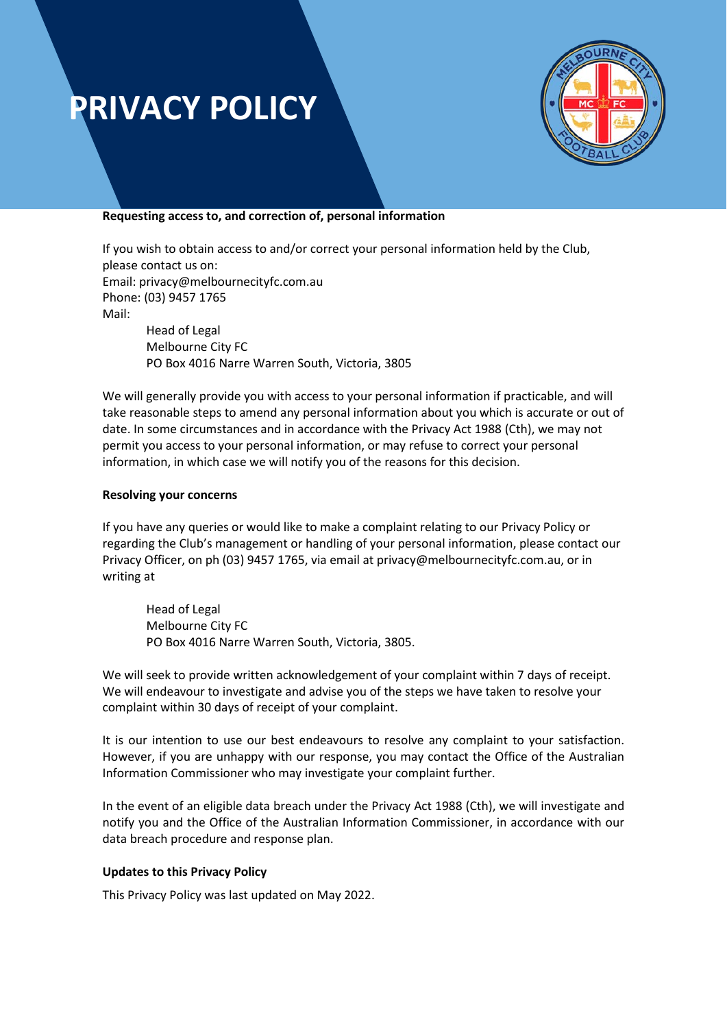# PRIVACY POLICY

**Requesting access to, and correction of, personal information**

If you wish to obtain access to and/or correct your personal information held by the Club, please contact us on:
Email: privacy@melbournecityfc.com.au
Phone: (03) 9457 1765
Mail:

Head of Legal
Melbourne City FC
PO Box 4016 Narre Warren South, Victoria, 3805

We will generally provide you with access to your personal information if practicable, and will take reasonable steps to amend any personal information about you which is accurate or out of date. In some circumstances and in accordance with the Privacy Act 1988 (Cth), we may not permit you access to your personal information, or may refuse to correct your personal information, in which case we will notify you of the reasons for this decision.

**Resolving your concerns**

If you have any queries or would like to make a complaint relating to our Privacy Policy or regarding the Club's management or handling of your personal information, please contact our Privacy Officer, on ph (03) 9457 1765, via email at privacy@melbournecityfc.com.au, or in writing at

Head of Legal
Melbourne City FC
PO Box 4016 Narre Warren South, Victoria, 3805.

We will seek to provide written acknowledgement of your complaint within 7 days of receipt. We will endeavour to investigate and advise you of the steps we have taken to resolve your complaint within 30 days of receipt of your complaint.

It is our intention to use our best endeavours to resolve any complaint to your satisfaction. However, if you are unhappy with our response, you may contact the Office of the Australian Information Commissioner who may investigate your complaint further.

In the event of an eligible data breach under the Privacy Act 1988 (Cth), we will investigate and notify you and the Office of the Australian Information Commissioner, in accordance with our data breach procedure and response plan.

**Updates to this Privacy Policy**

This Privacy Policy was last updated on May 2022.